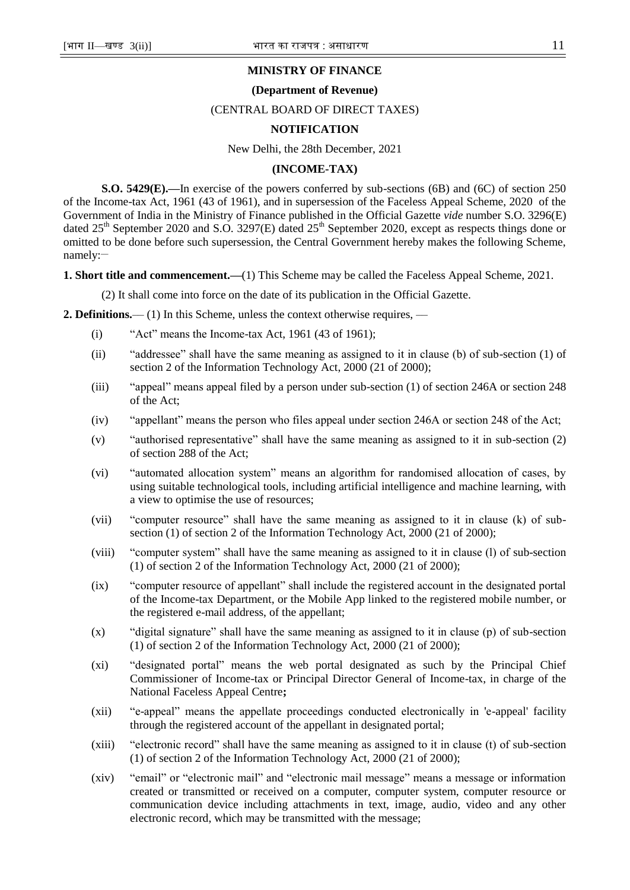**MINISTRY OF FINANCE**

**(Department of Revenue)**

(CENTRAL BOARD OF DIRECT TAXES)

**NOTIFICATION**

New Delhi, the 28th December, 2021

**(INCOME-TAX)**

**S.O. 5429(E).—**In exercise of the powers conferred by sub-sections (6B) and (6C) of section 250 of the Income-tax Act, 1961 (43 of 1961), and in supersession of the Faceless Appeal Scheme, 2020 of the Government of India in the Ministry of Finance published in the Official Gazette *vide* number S.O. 3296(E) dated 25th September 2020 and S.O. 3297(E) dated 25th September 2020, except as respects things done or omitted to be done before such supersession, the Central Government hereby makes the following Scheme, namely:–

**1. Short title and commencement.—**(1) This Scheme may be called the Faceless Appeal Scheme, 2021.

(2) It shall come into force on the date of its publication in the Official Gazette.

**2. Definitions.**— (1) In this Scheme, unless the context otherwise requires, —

(i) "Act" means the Income-tax Act, 1961 (43 of 1961);

(ii) "addressee" shall have the same meaning as assigned to it in clause (b) of sub-section (1) of section 2 of the Information Technology Act, 2000 (21 of 2000);

(iii) "appeal" means appeal filed by a person under sub-section (1) of section 246A or section 248 of the Act;

(iv) "appellant" means the person who files appeal under section 246A or section 248 of the Act;

(v) "authorised representative" shall have the same meaning as assigned to it in sub-section (2) of section 288 of the Act;

(vi) "automated allocation system" means an algorithm for randomised allocation of cases, by using suitable technological tools, including artificial intelligence and machine learning, with a view to optimise the use of resources;

(vii) "computer resource" shall have the same meaning as assigned to it in clause (k) of sub-section (1) of section 2 of the Information Technology Act, 2000 (21 of 2000);

(viii) "computer system" shall have the same meaning as assigned to it in clause (l) of sub-section (1) of section 2 of the Information Technology Act, 2000 (21 of 2000);

(ix) "computer resource of appellant" shall include the registered account in the designated portal of the Income-tax Department, or the Mobile App linked to the registered mobile number, or the registered e-mail address, of the appellant;

(x) "digital signature" shall have the same meaning as assigned to it in clause (p) of sub-section (1) of section 2 of the Information Technology Act, 2000 (21 of 2000);

(xi) "designated portal" means the web portal designated as such by the Principal Chief Commissioner of Income-tax or Principal Director General of Income-tax, in charge of the National Faceless Appeal Centre**;**

(xii) "e-appeal" means the appellate proceedings conducted electronically in 'e-appeal' facility through the registered account of the appellant in designated portal;

(xiii) "electronic record" shall have the same meaning as assigned to it in clause (t) of sub-section (1) of section 2 of the Information Technology Act, 2000 (21 of 2000);

(xiv) "email" or "electronic mail" and "electronic mail message" means a message or information created or transmitted or received on a computer, computer system, computer resource or communication device including attachments in text, image, audio, video and any other electronic record, which may be transmitted with the message;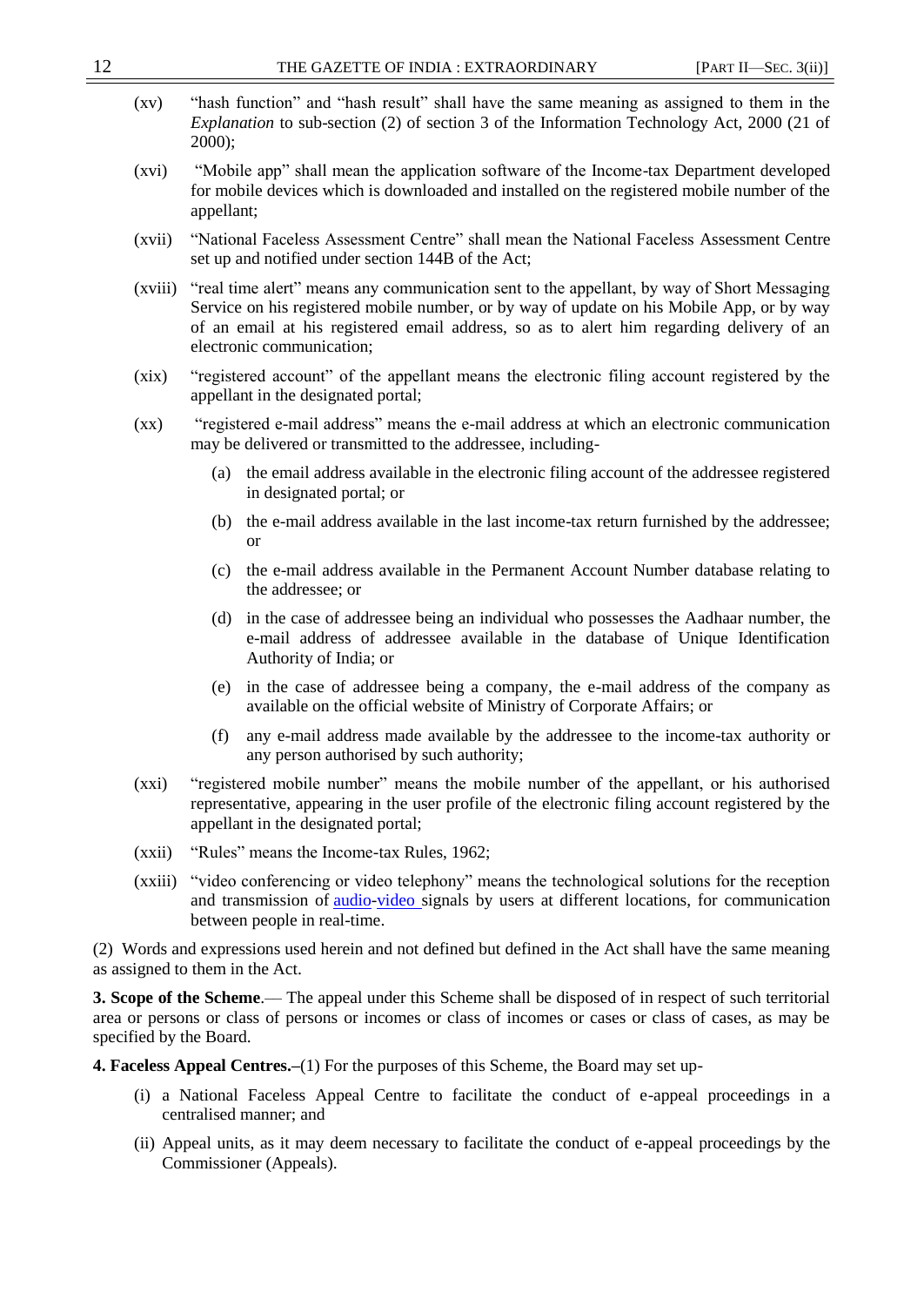(xv) "hash function" and "hash result" shall have the same meaning as assigned to them in the *Explanation* to sub-section (2) of section 3 of the Information Technology Act, 2000 (21 of 2000);

(xvi) "Mobile app" shall mean the application software of the Income-tax Department developed for mobile devices which is downloaded and installed on the registered mobile number of the appellant;

(xvii) "National Faceless Assessment Centre" shall mean the National Faceless Assessment Centre set up and notified under section 144B of the Act;

(xviii) "real time alert" means any communication sent to the appellant, by way of Short Messaging Service on his registered mobile number, or by way of update on his Mobile App, or by way of an email at his registered email address, so as to alert him regarding delivery of an electronic communication;

(xix) "registered account" of the appellant means the electronic filing account registered by the appellant in the designated portal;

(xx) "registered e-mail address" means the e-mail address at which an electronic communication may be delivered or transmitted to the addressee, including-

(a) the email address available in the electronic filing account of the addressee registered in designated portal; or

(b) the e-mail address available in the last income-tax return furnished by the addressee; or

(c) the e-mail address available in the Permanent Account Number database relating to the addressee; or

(d) in the case of addressee being an individual who possesses the Aadhaar number, the e-mail address of addressee available in the database of Unique Identification Authority of India; or

(e) in the case of addressee being a company, the e-mail address of the company as available on the official website of Ministry of Corporate Affairs; or

(f) any e-mail address made available by the addressee to the income-tax authority or any person authorised by such authority;

(xxi) "registered mobile number" means the mobile number of the appellant, or his authorised representative, appearing in the user profile of the electronic filing account registered by the appellant in the designated portal;

(xxii) "Rules" means the Income-tax Rules, 1962;

(xxiii) "video conferencing or video telephony" means the technological solutions for the reception and transmission of audio-video signals by users at different locations, for communication between people in real-time.

(2) Words and expressions used herein and not defined but defined in the Act shall have the same meaning as assigned to them in the Act.

**3. Scope of the Scheme**.— The appeal under this Scheme shall be disposed of in respect of such territorial area or persons or class of persons or incomes or class of incomes or cases or class of cases, as may be specified by the Board.

**4. Faceless Appeal Centres.–**(1) For the purposes of this Scheme, the Board may set up-

(i) a National Faceless Appeal Centre to facilitate the conduct of e-appeal proceedings in a centralised manner; and

(ii) Appeal units, as it may deem necessary to facilitate the conduct of e-appeal proceedings by the Commissioner (Appeals).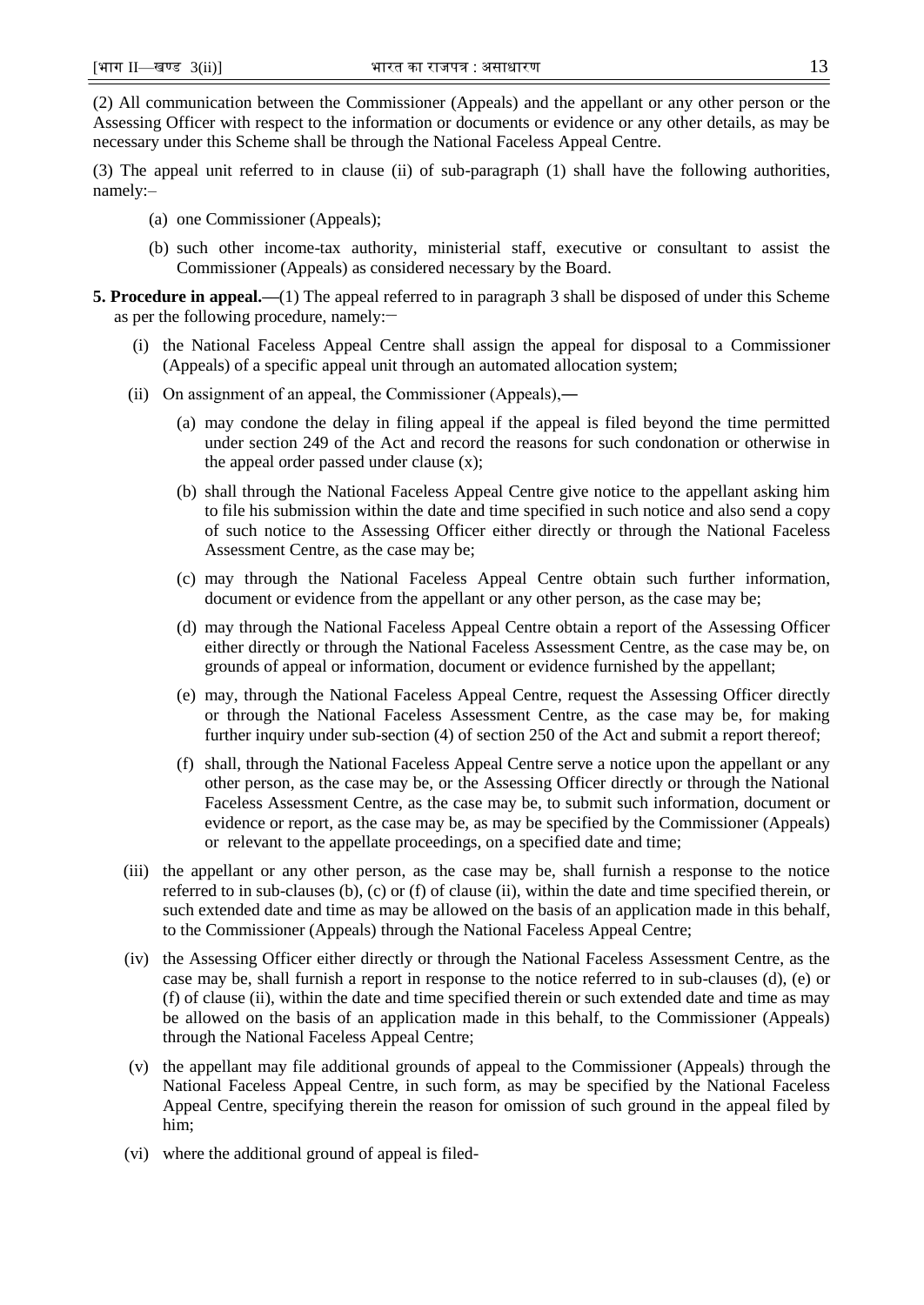(2) All communication between the Commissioner (Appeals) and the appellant or any other person or the Assessing Officer with respect to the information or documents or evidence or any other details, as may be necessary under this Scheme shall be through the National Faceless Appeal Centre.

(3) The appeal unit referred to in clause (ii) of sub-paragraph (1) shall have the following authorities, namely:–

- (a) one Commissioner (Appeals);
- (b) such other income-tax authority, ministerial staff, executive or consultant to assist the Commissioner (Appeals) as considered necessary by the Board.

**5. Procedure in appeal.—**(1) The appeal referred to in paragraph 3 shall be disposed of under this Scheme as per the following procedure, namely:–

- (i) the National Faceless Appeal Centre shall assign the appeal for disposal to a Commissioner (Appeals) of a specific appeal unit through an automated allocation system;
- (ii) On assignment of an appeal, the Commissioner (Appeals),―
  - (a) may condone the delay in filing appeal if the appeal is filed beyond the time permitted under section 249 of the Act and record the reasons for such condonation or otherwise in the appeal order passed under clause (x);
  - (b) shall through the National Faceless Appeal Centre give notice to the appellant asking him to file his submission within the date and time specified in such notice and also send a copy of such notice to the Assessing Officer either directly or through the National Faceless Assessment Centre, as the case may be;
  - (c) may through the National Faceless Appeal Centre obtain such further information, document or evidence from the appellant or any other person, as the case may be;
  - (d) may through the National Faceless Appeal Centre obtain a report of the Assessing Officer either directly or through the National Faceless Assessment Centre, as the case may be, on grounds of appeal or information, document or evidence furnished by the appellant;
  - (e) may, through the National Faceless Appeal Centre, request the Assessing Officer directly or through the National Faceless Assessment Centre, as the case may be, for making further inquiry under sub-section (4) of section 250 of the Act and submit a report thereof;
  - (f) shall, through the National Faceless Appeal Centre serve a notice upon the appellant or any other person, as the case may be, or the Assessing Officer directly or through the National Faceless Assessment Centre, as the case may be, to submit such information, document or evidence or report, as the case may be, as may be specified by the Commissioner (Appeals) or relevant to the appellate proceedings, on a specified date and time;
- (iii) the appellant or any other person, as the case may be, shall furnish a response to the notice referred to in sub-clauses (b), (c) or (f) of clause (ii), within the date and time specified therein, or such extended date and time as may be allowed on the basis of an application made in this behalf, to the Commissioner (Appeals) through the National Faceless Appeal Centre;
- (iv) the Assessing Officer either directly or through the National Faceless Assessment Centre, as the case may be, shall furnish a report in response to the notice referred to in sub-clauses (d), (e) or (f) of clause (ii), within the date and time specified therein or such extended date and time as may be allowed on the basis of an application made in this behalf, to the Commissioner (Appeals) through the National Faceless Appeal Centre;
- (v) the appellant may file additional grounds of appeal to the Commissioner (Appeals) through the National Faceless Appeal Centre, in such form, as may be specified by the National Faceless Appeal Centre, specifying therein the reason for omission of such ground in the appeal filed by him;
- (vi) where the additional ground of appeal is filed-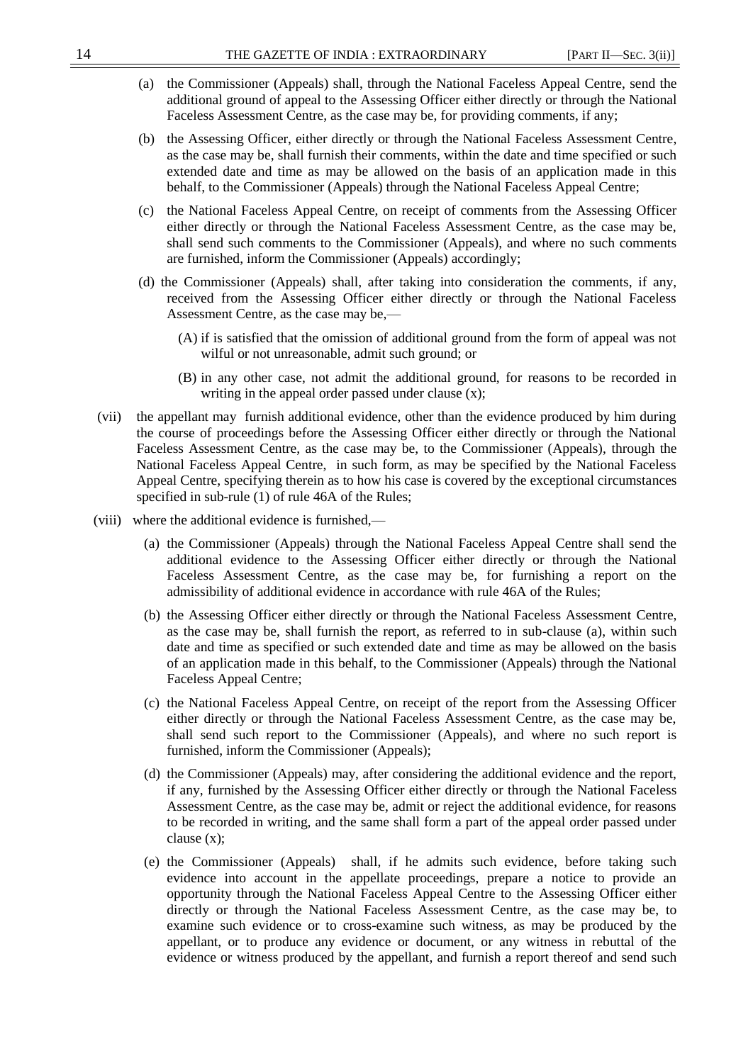(a) the Commissioner (Appeals) shall, through the National Faceless Appeal Centre, send the additional ground of appeal to the Assessing Officer either directly or through the National Faceless Assessment Centre, as the case may be, for providing comments, if any;

(b) the Assessing Officer, either directly or through the National Faceless Assessment Centre, as the case may be, shall furnish their comments, within the date and time specified or such extended date and time as may be allowed on the basis of an application made in this behalf, to the Commissioner (Appeals) through the National Faceless Appeal Centre;

(c) the National Faceless Appeal Centre, on receipt of comments from the Assessing Officer either directly or through the National Faceless Assessment Centre, as the case may be, shall send such comments to the Commissioner (Appeals), and where no such comments are furnished, inform the Commissioner (Appeals) accordingly;

(d) the Commissioner (Appeals) shall, after taking into consideration the comments, if any, received from the Assessing Officer either directly or through the National Faceless Assessment Centre, as the case may be,—

(A) if is satisfied that the omission of additional ground from the form of appeal was not wilful or not unreasonable, admit such ground; or

(B) in any other case, not admit the additional ground, for reasons to be recorded in writing in the appeal order passed under clause (x);

(vii) the appellant may furnish additional evidence, other than the evidence produced by him during the course of proceedings before the Assessing Officer either directly or through the National Faceless Assessment Centre, as the case may be, to the Commissioner (Appeals), through the National Faceless Appeal Centre, in such form, as may be specified by the National Faceless Appeal Centre, specifying therein as to how his case is covered by the exceptional circumstances specified in sub-rule (1) of rule 46A of the Rules;

(viii) where the additional evidence is furnished,—

(a) the Commissioner (Appeals) through the National Faceless Appeal Centre shall send the additional evidence to the Assessing Officer either directly or through the National Faceless Assessment Centre, as the case may be, for furnishing a report on the admissibility of additional evidence in accordance with rule 46A of the Rules;

(b) the Assessing Officer either directly or through the National Faceless Assessment Centre, as the case may be, shall furnish the report, as referred to in sub-clause (a), within such date and time as specified or such extended date and time as may be allowed on the basis of an application made in this behalf, to the Commissioner (Appeals) through the National Faceless Appeal Centre;

(c) the National Faceless Appeal Centre, on receipt of the report from the Assessing Officer either directly or through the National Faceless Assessment Centre, as the case may be, shall send such report to the Commissioner (Appeals), and where no such report is furnished, inform the Commissioner (Appeals);

(d) the Commissioner (Appeals) may, after considering the additional evidence and the report, if any, furnished by the Assessing Officer either directly or through the National Faceless Assessment Centre, as the case may be, admit or reject the additional evidence, for reasons to be recorded in writing, and the same shall form a part of the appeal order passed under clause (x);

(e) the Commissioner (Appeals) shall, if he admits such evidence, before taking such evidence into account in the appellate proceedings, prepare a notice to provide an opportunity through the National Faceless Appeal Centre to the Assessing Officer either directly or through the National Faceless Assessment Centre, as the case may be, to examine such evidence or to cross-examine such witness, as may be produced by the appellant, or to produce any evidence or document, or any witness in rebuttal of the evidence or witness produced by the appellant, and furnish a report thereof and send such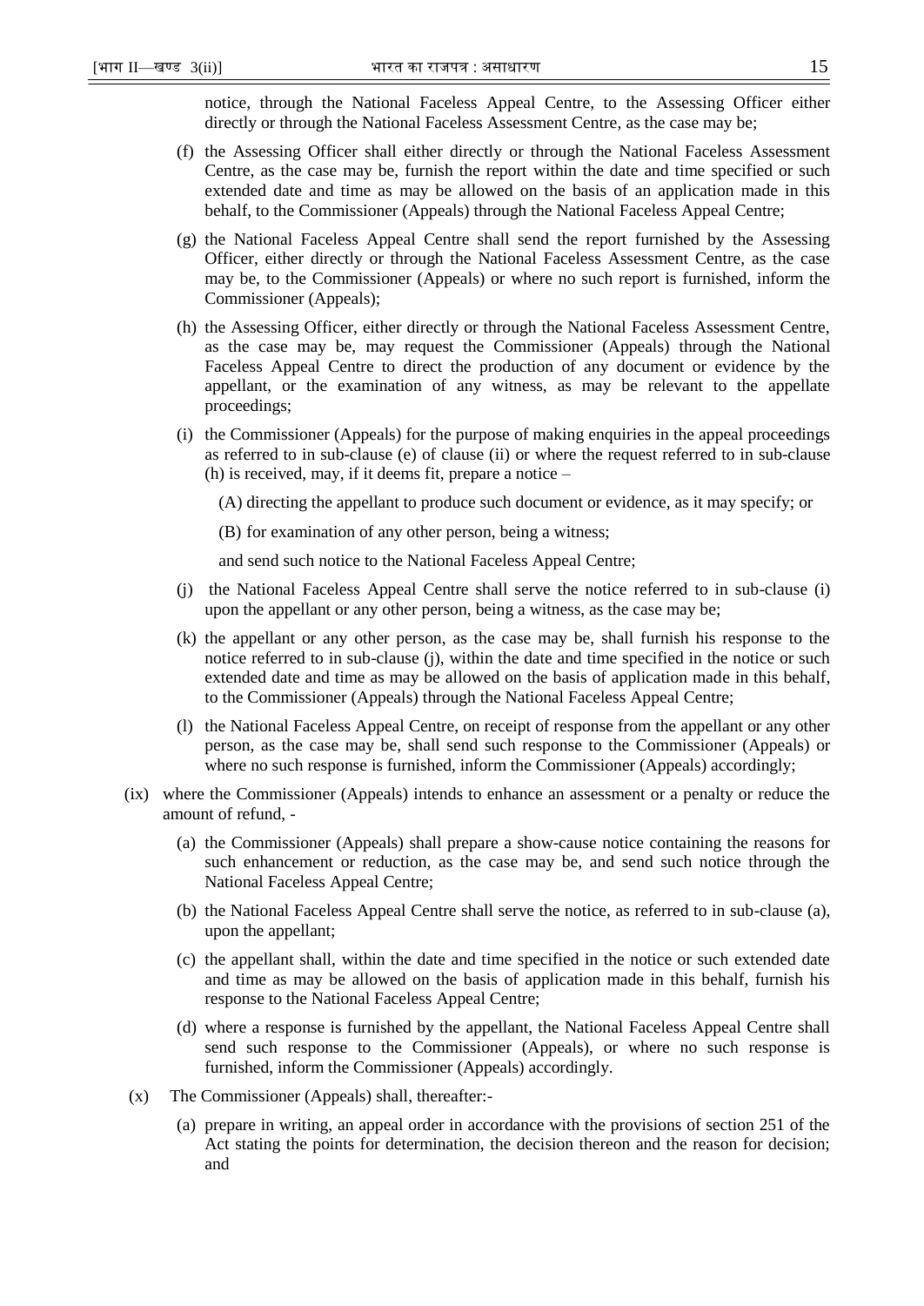notice, through the National Faceless Appeal Centre, to the Assessing Officer either directly or through the National Faceless Assessment Centre, as the case may be;

(f) the Assessing Officer shall either directly or through the National Faceless Assessment Centre, as the case may be, furnish the report within the date and time specified or such extended date and time as may be allowed on the basis of an application made in this behalf, to the Commissioner (Appeals) through the National Faceless Appeal Centre;

(g) the National Faceless Appeal Centre shall send the report furnished by the Assessing Officer, either directly or through the National Faceless Assessment Centre, as the case may be, to the Commissioner (Appeals) or where no such report is furnished, inform the Commissioner (Appeals);

(h) the Assessing Officer, either directly or through the National Faceless Assessment Centre, as the case may be, may request the Commissioner (Appeals) through the National Faceless Appeal Centre to direct the production of any document or evidence by the appellant, or the examination of any witness, as may be relevant to the appellate proceedings;

(i) the Commissioner (Appeals) for the purpose of making enquiries in the appeal proceedings as referred to in sub-clause (e) of clause (ii) or where the request referred to in sub-clause (h) is received, may, if it deems fit, prepare a notice –

(A) directing the appellant to produce such document or evidence, as it may specify; or

(B) for examination of any other person, being a witness;

and send such notice to the National Faceless Appeal Centre;

(j) the National Faceless Appeal Centre shall serve the notice referred to in sub-clause (i) upon the appellant or any other person, being a witness, as the case may be;

(k) the appellant or any other person, as the case may be, shall furnish his response to the notice referred to in sub-clause (j), within the date and time specified in the notice or such extended date and time as may be allowed on the basis of application made in this behalf, to the Commissioner (Appeals) through the National Faceless Appeal Centre;

(l) the National Faceless Appeal Centre, on receipt of response from the appellant or any other person, as the case may be, shall send such response to the Commissioner (Appeals) or where no such response is furnished, inform the Commissioner (Appeals) accordingly;

(ix) where the Commissioner (Appeals) intends to enhance an assessment or a penalty or reduce the amount of refund, -

(a) the Commissioner (Appeals) shall prepare a show-cause notice containing the reasons for such enhancement or reduction, as the case may be, and send such notice through the National Faceless Appeal Centre;

(b) the National Faceless Appeal Centre shall serve the notice, as referred to in sub-clause (a), upon the appellant;

(c) the appellant shall, within the date and time specified in the notice or such extended date and time as may be allowed on the basis of application made in this behalf, furnish his response to the National Faceless Appeal Centre;

(d) where a response is furnished by the appellant, the National Faceless Appeal Centre shall send such response to the Commissioner (Appeals), or where no such response is furnished, inform the Commissioner (Appeals) accordingly.

(x) The Commissioner (Appeals) shall, thereafter:-

(a) prepare in writing, an appeal order in accordance with the provisions of section 251 of the Act stating the points for determination, the decision thereon and the reason for decision; and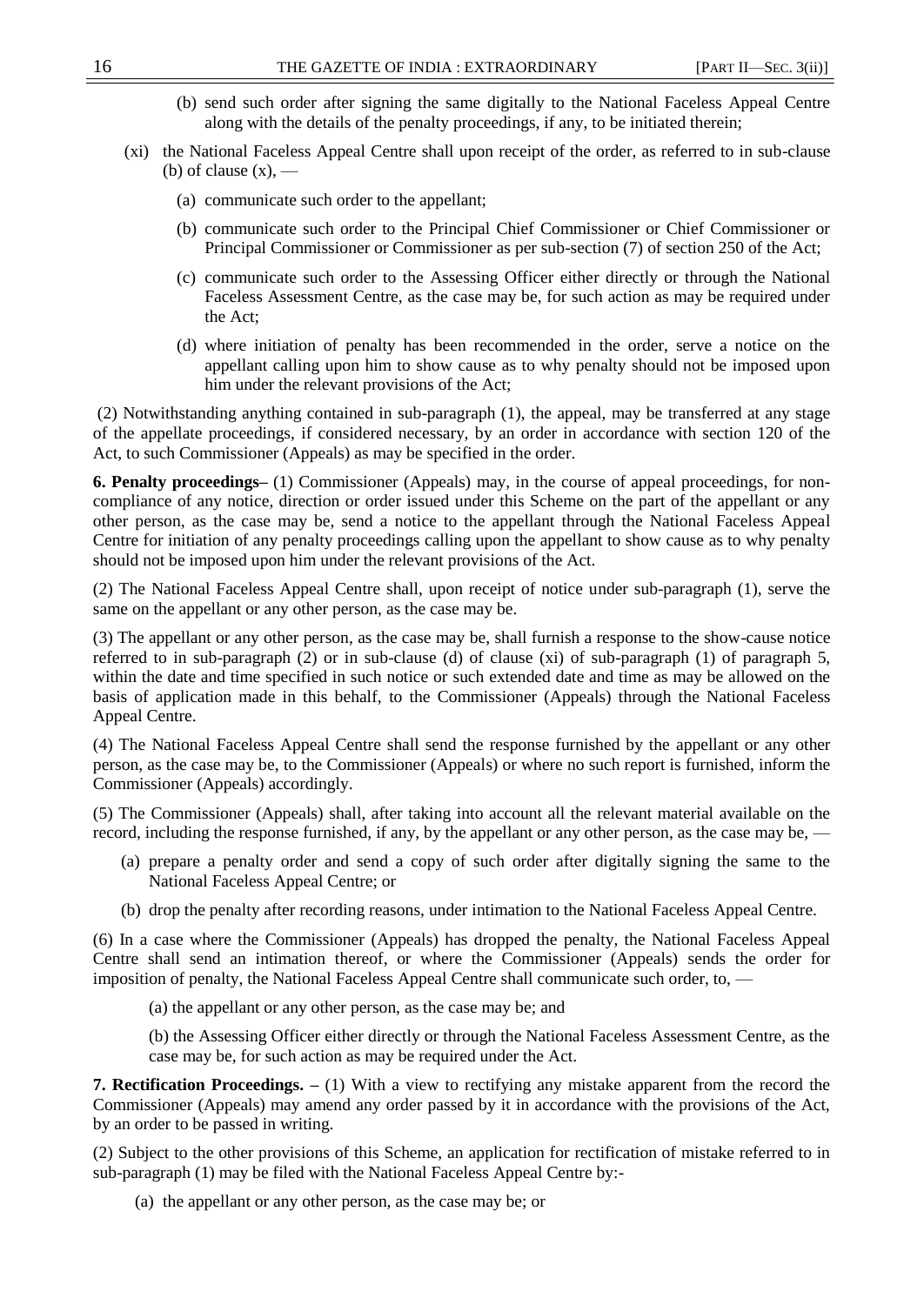(b) send such order after signing the same digitally to the National Faceless Appeal Centre along with the details of the penalty proceedings, if any, to be initiated therein;

(xi) the National Faceless Appeal Centre shall upon receipt of the order, as referred to in sub-clause (b) of clause (x), —

(a) communicate such order to the appellant;

(b) communicate such order to the Principal Chief Commissioner or Chief Commissioner or Principal Commissioner or Commissioner as per sub-section (7) of section 250 of the Act;

(c) communicate such order to the Assessing Officer either directly or through the National Faceless Assessment Centre, as the case may be, for such action as may be required under the Act;

(d) where initiation of penalty has been recommended in the order, serve a notice on the appellant calling upon him to show cause as to why penalty should not be imposed upon him under the relevant provisions of the Act;

(2) Notwithstanding anything contained in sub-paragraph (1), the appeal, may be transferred at any stage of the appellate proceedings, if considered necessary, by an order in accordance with section 120 of the Act, to such Commissioner (Appeals) as may be specified in the order.

**6. Penalty proceedings–** (1) Commissioner (Appeals) may, in the course of appeal proceedings, for non-compliance of any notice, direction or order issued under this Scheme on the part of the appellant or any other person, as the case may be, send a notice to the appellant through the National Faceless Appeal Centre for initiation of any penalty proceedings calling upon the appellant to show cause as to why penalty should not be imposed upon him under the relevant provisions of the Act.

(2) The National Faceless Appeal Centre shall, upon receipt of notice under sub-paragraph (1), serve the same on the appellant or any other person, as the case may be.

(3) The appellant or any other person, as the case may be, shall furnish a response to the show-cause notice referred to in sub-paragraph (2) or in sub-clause (d) of clause (xi) of sub-paragraph (1) of paragraph 5, within the date and time specified in such notice or such extended date and time as may be allowed on the basis of application made in this behalf, to the Commissioner (Appeals) through the National Faceless Appeal Centre.

(4) The National Faceless Appeal Centre shall send the response furnished by the appellant or any other person, as the case may be, to the Commissioner (Appeals) or where no such report is furnished, inform the Commissioner (Appeals) accordingly.

(5) The Commissioner (Appeals) shall, after taking into account all the relevant material available on the record, including the response furnished, if any, by the appellant or any other person, as the case may be, —

(a) prepare a penalty order and send a copy of such order after digitally signing the same to the National Faceless Appeal Centre; or

(b) drop the penalty after recording reasons, under intimation to the National Faceless Appeal Centre.

(6) In a case where the Commissioner (Appeals) has dropped the penalty, the National Faceless Appeal Centre shall send an intimation thereof, or where the Commissioner (Appeals) sends the order for imposition of penalty, the National Faceless Appeal Centre shall communicate such order, to, —

(a) the appellant or any other person, as the case may be; and

(b) the Assessing Officer either directly or through the National Faceless Assessment Centre, as the case may be, for such action as may be required under the Act.

**7. Rectification Proceedings. –** (1) With a view to rectifying any mistake apparent from the record the Commissioner (Appeals) may amend any order passed by it in accordance with the provisions of the Act, by an order to be passed in writing.

(2) Subject to the other provisions of this Scheme, an application for rectification of mistake referred to in sub-paragraph (1) may be filed with the National Faceless Appeal Centre by:-

(a) the appellant or any other person, as the case may be; or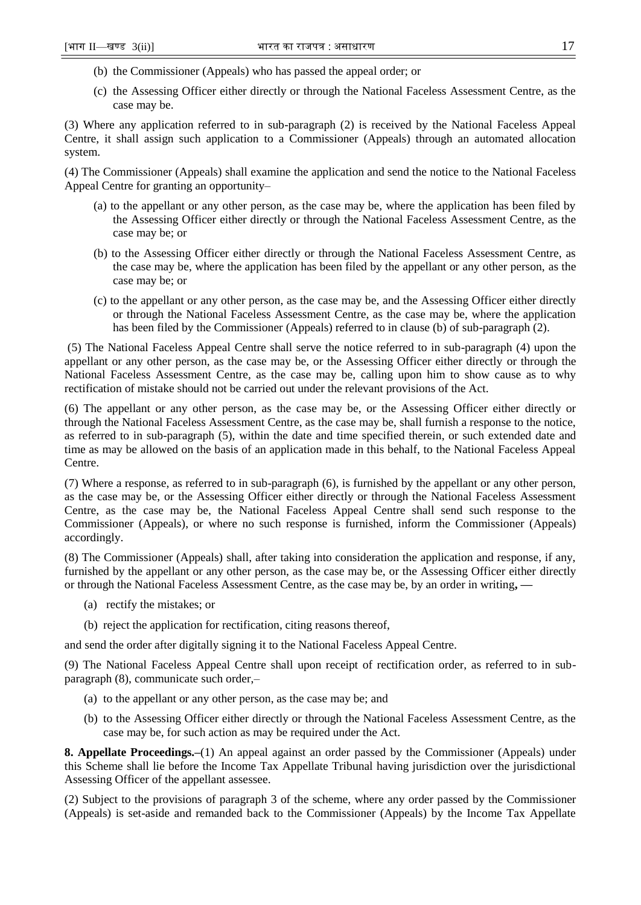(b) the Commissioner (Appeals) who has passed the appeal order; or

(c) the Assessing Officer either directly or through the National Faceless Assessment Centre, as the case may be.

(3) Where any application referred to in sub-paragraph (2) is received by the National Faceless Appeal Centre, it shall assign such application to a Commissioner (Appeals) through an automated allocation system.

(4) The Commissioner (Appeals) shall examine the application and send the notice to the National Faceless Appeal Centre for granting an opportunity–

(a) to the appellant or any other person, as the case may be, where the application has been filed by the Assessing Officer either directly or through the National Faceless Assessment Centre, as the case may be; or

(b) to the Assessing Officer either directly or through the National Faceless Assessment Centre, as the case may be, where the application has been filed by the appellant or any other person, as the case may be; or

(c) to the appellant or any other person, as the case may be, and the Assessing Officer either directly or through the National Faceless Assessment Centre, as the case may be, where the application has been filed by the Commissioner (Appeals) referred to in clause (b) of sub-paragraph (2).

(5) The National Faceless Appeal Centre shall serve the notice referred to in sub-paragraph (4) upon the appellant or any other person, as the case may be, or the Assessing Officer either directly or through the National Faceless Assessment Centre, as the case may be, calling upon him to show cause as to why rectification of mistake should not be carried out under the relevant provisions of the Act.

(6) The appellant or any other person, as the case may be, or the Assessing Officer either directly or through the National Faceless Assessment Centre, as the case may be, shall furnish a response to the notice, as referred to in sub-paragraph (5), within the date and time specified therein, or such extended date and time as may be allowed on the basis of an application made in this behalf, to the National Faceless Appeal Centre.

(7) Where a response, as referred to in sub-paragraph (6), is furnished by the appellant or any other person, as the case may be, or the Assessing Officer either directly or through the National Faceless Assessment Centre, as the case may be, the National Faceless Appeal Centre shall send such response to the Commissioner (Appeals), or where no such response is furnished, inform the Commissioner (Appeals) accordingly.

(8) The Commissioner (Appeals) shall, after taking into consideration the application and response, if any, furnished by the appellant or any other person, as the case may be, or the Assessing Officer either directly or through the National Faceless Assessment Centre, as the case may be, by an order in writing**, —**

(a) rectify the mistakes; or

(b) reject the application for rectification, citing reasons thereof,

and send the order after digitally signing it to the National Faceless Appeal Centre.

(9) The National Faceless Appeal Centre shall upon receipt of rectification order, as referred to in sub-paragraph (8), communicate such order,–

(a) to the appellant or any other person, as the case may be; and

(b) to the Assessing Officer either directly or through the National Faceless Assessment Centre, as the case may be, for such action as may be required under the Act.

**8. Appellate Proceedings.–**(1) An appeal against an order passed by the Commissioner (Appeals) under this Scheme shall lie before the Income Tax Appellate Tribunal having jurisdiction over the jurisdictional Assessing Officer of the appellant assessee.

(2) Subject to the provisions of paragraph 3 of the scheme, where any order passed by the Commissioner (Appeals) is set-aside and remanded back to the Commissioner (Appeals) by the Income Tax Appellate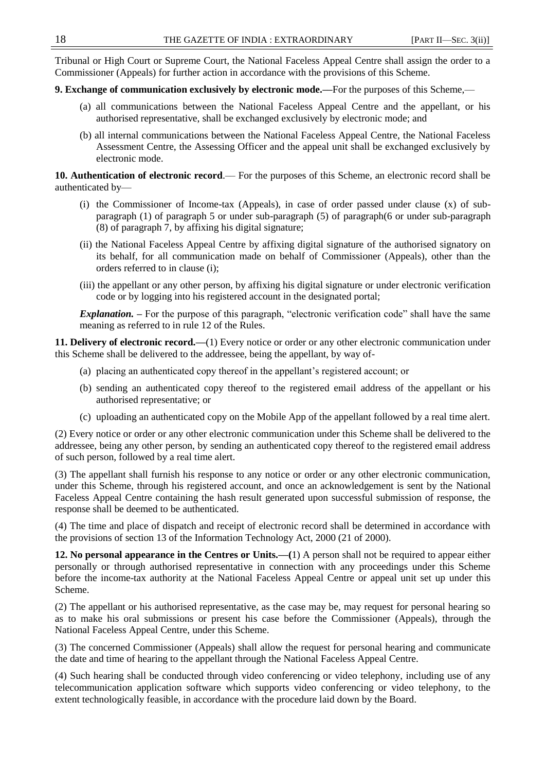Tribunal or High Court or Supreme Court, the National Faceless Appeal Centre shall assign the order to a Commissioner (Appeals) for further action in accordance with the provisions of this Scheme.

**9. Exchange of communication exclusively by electronic mode.—**For the purposes of this Scheme,—

(a) all communications between the National Faceless Appeal Centre and the appellant, or his authorised representative, shall be exchanged exclusively by electronic mode; and

(b) all internal communications between the National Faceless Appeal Centre, the National Faceless Assessment Centre, the Assessing Officer and the appeal unit shall be exchanged exclusively by electronic mode.

**10. Authentication of electronic record**.— For the purposes of this Scheme, an electronic record shall be authenticated by—

(i) the Commissioner of Income-tax (Appeals), in case of order passed under clause (x) of sub-paragraph (1) of paragraph 5 or under sub-paragraph (5) of paragraph(6 or under sub-paragraph (8) of paragraph 7, by affixing his digital signature;

(ii) the National Faceless Appeal Centre by affixing digital signature of the authorised signatory on its behalf, for all communication made on behalf of Commissioner (Appeals), other than the orders referred to in clause (i);

(iii) the appellant or any other person, by affixing his digital signature or under electronic verification code or by logging into his registered account in the designated portal;

***Explanation.*** – For the purpose of this paragraph, "electronic verification code" shall have the same meaning as referred to in rule 12 of the Rules.

**11. Delivery of electronic record.—**(1) Every notice or order or any other electronic communication under this Scheme shall be delivered to the addressee, being the appellant, by way of-

(a) placing an authenticated copy thereof in the appellant's registered account; or

(b) sending an authenticated copy thereof to the registered email address of the appellant or his authorised representative; or

(c) uploading an authenticated copy on the Mobile App of the appellant followed by a real time alert.

(2) Every notice or order or any other electronic communication under this Scheme shall be delivered to the addressee, being any other person, by sending an authenticated copy thereof to the registered email address of such person, followed by a real time alert.

(3) The appellant shall furnish his response to any notice or order or any other electronic communication, under this Scheme, through his registered account, and once an acknowledgement is sent by the National Faceless Appeal Centre containing the hash result generated upon successful submission of response, the response shall be deemed to be authenticated.

(4) The time and place of dispatch and receipt of electronic record shall be determined in accordance with the provisions of section 13 of the Information Technology Act, 2000 (21 of 2000).

**12. No personal appearance in the Centres or Units.—(**1) A person shall not be required to appear either personally or through authorised representative in connection with any proceedings under this Scheme before the income-tax authority at the National Faceless Appeal Centre or appeal unit set up under this Scheme.

(2) The appellant or his authorised representative, as the case may be, may request for personal hearing so as to make his oral submissions or present his case before the Commissioner (Appeals), through the National Faceless Appeal Centre, under this Scheme.

(3) The concerned Commissioner (Appeals) shall allow the request for personal hearing and communicate the date and time of hearing to the appellant through the National Faceless Appeal Centre.

(4) Such hearing shall be conducted through video conferencing or video telephony, including use of any telecommunication application software which supports video conferencing or video telephony, to the extent technologically feasible, in accordance with the procedure laid down by the Board.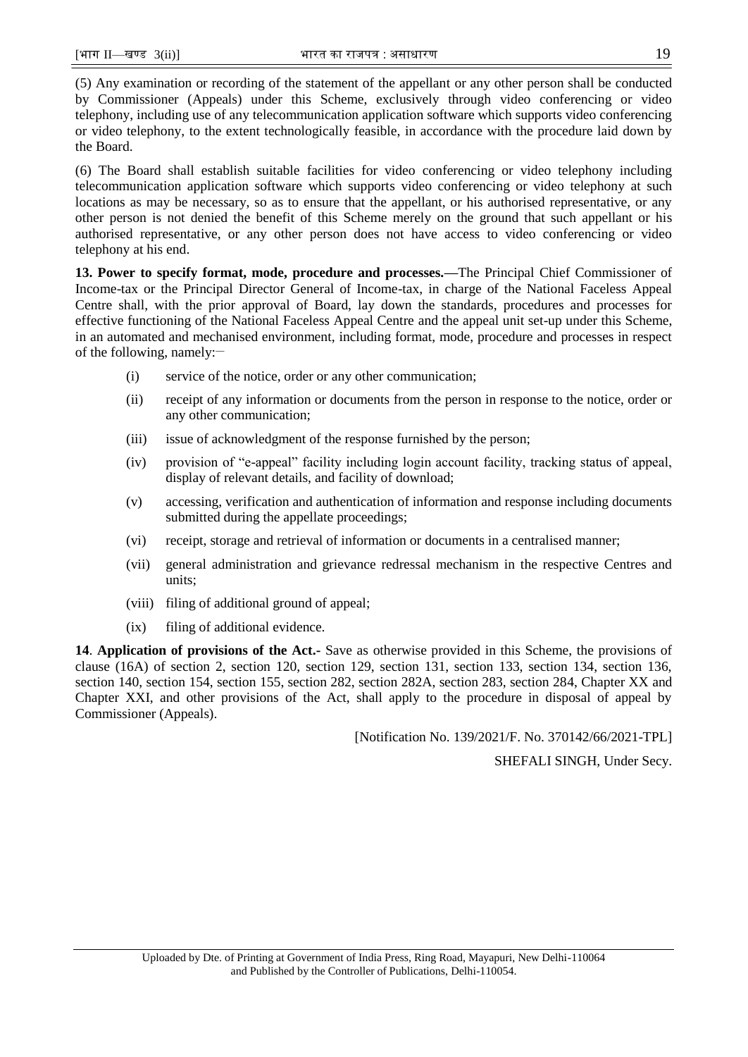(5) Any examination or recording of the statement of the appellant or any other person shall be conducted by Commissioner (Appeals) under this Scheme, exclusively through video conferencing or video telephony, including use of any telecommunication application software which supports video conferencing or video telephony, to the extent technologically feasible, in accordance with the procedure laid down by the Board.

(6) The Board shall establish suitable facilities for video conferencing or video telephony including telecommunication application software which supports video conferencing or video telephony at such locations as may be necessary, so as to ensure that the appellant, or his authorised representative, or any other person is not denied the benefit of this Scheme merely on the ground that such appellant or his authorised representative, or any other person does not have access to video conferencing or video telephony at his end.

**13. Power to specify format, mode, procedure and processes.—**The Principal Chief Commissioner of Income-tax or the Principal Director General of Income-tax, in charge of the National Faceless Appeal Centre shall, with the prior approval of Board, lay down the standards, procedures and processes for effective functioning of the National Faceless Appeal Centre and the appeal unit set-up under this Scheme, in an automated and mechanised environment, including format, mode, procedure and processes in respect of the following, namely:—

- (i) service of the notice, order or any other communication;
- (ii) receipt of any information or documents from the person in response to the notice, order or any other communication;
- (iii) issue of acknowledgment of the response furnished by the person;
- (iv) provision of "e-appeal" facility including login account facility, tracking status of appeal, display of relevant details, and facility of download;
- (v) accessing, verification and authentication of information and response including documents submitted during the appellate proceedings;
- (vi) receipt, storage and retrieval of information or documents in a centralised manner;
- (vii) general administration and grievance redressal mechanism in the respective Centres and units;
- (viii) filing of additional ground of appeal;
- (ix) filing of additional evidence.

**14**. **Application of provisions of the Act.**- Save as otherwise provided in this Scheme, the provisions of clause (16A) of section 2, section 120, section 129, section 131, section 133, section 134, section 136, section 140, section 154, section 155, section 282, section 282A, section 283, section 284, Chapter XX and Chapter XXI, and other provisions of the Act, shall apply to the procedure in disposal of appeal by Commissioner (Appeals).

[Notification No. 139/2021/F. No. 370142/66/2021-TPL]

SHEFALI SINGH, Under Secy.

Uploaded by Dte. of Printing at Government of India Press, Ring Road, Mayapuri, New Delhi-110064 and Published by the Controller of Publications, Delhi-110054.